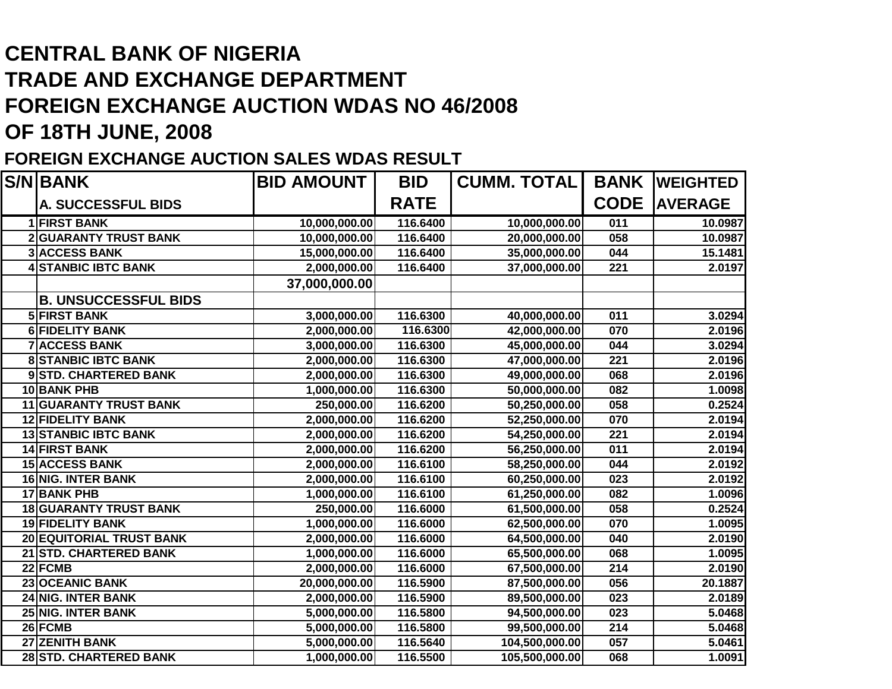# CENTRAL BANK OF NIGERIA
# TRADE AND EXCHANGE DEPARTMENT
# FOREIGN EXCHANGE AUCTION WDAS NO 46/2008
# OF 18TH JUNE, 2008

## FOREIGN EXCHANGE AUCTION SALES WDAS RESULT

| S/N | BANK | BID AMOUNT | BID RATE | CUMM. TOTAL | BANK CODE | WEIGHTED AVERAGE |
|---|---|---|---|---|---|---|
| | **A. SUCCESSFUL BIDS** | | | | | |
| 1 | FIRST BANK | 10,000,000.00 | 116.6400 | 10,000,000.00 | 011 | 10.0987 |
| 2 | GUARANTY TRUST BANK | 10,000,000.00 | 116.6400 | 20,000,000.00 | 058 | 10.0987 |
| 3 | ACCESS BANK | 15,000,000.00 | 116.6400 | 35,000,000.00 | 044 | 15.1481 |
| 4 | STANBIC IBTC BANK | 2,000,000.00 | 116.6400 | 37,000,000.00 | 221 | 2.0197 |
| | | 37,000,000.00 | | | | |
| | **B. UNSUCCESSFUL BIDS** | | | | | |
| 5 | FIRST BANK | 3,000,000.00 | 116.6300 | 40,000,000.00 | 011 | 3.0294 |
| 6 | FIDELITY BANK | 2,000,000.00 | 116.6300 | 42,000,000.00 | 070 | 2.0196 |
| 7 | ACCESS BANK | 3,000,000.00 | 116.6300 | 45,000,000.00 | 044 | 3.0294 |
| 8 | STANBIC IBTC BANK | 2,000,000.00 | 116.6300 | 47,000,000.00 | 221 | 2.0196 |
| 9 | STD. CHARTERED BANK | 2,000,000.00 | 116.6300 | 49,000,000.00 | 068 | 2.0196 |
| 10 | BANK PHB | 1,000,000.00 | 116.6300 | 50,000,000.00 | 082 | 1.0098 |
| 11 | GUARANTY TRUST BANK | 250,000.00 | 116.6200 | 50,250,000.00 | 058 | 0.2524 |
| 12 | FIDELITY BANK | 2,000,000.00 | 116.6200 | 52,250,000.00 | 070 | 2.0194 |
| 13 | STANBIC IBTC BANK | 2,000,000.00 | 116.6200 | 54,250,000.00 | 221 | 2.0194 |
| 14 | FIRST BANK | 2,000,000.00 | 116.6200 | 56,250,000.00 | 011 | 2.0194 |
| 15 | ACCESS BANK | 2,000,000.00 | 116.6100 | 58,250,000.00 | 044 | 2.0192 |
| 16 | NIG. INTER BANK | 2,000,000.00 | 116.6100 | 60,250,000.00 | 023 | 2.0192 |
| 17 | BANK PHB | 1,000,000.00 | 116.6100 | 61,250,000.00 | 082 | 1.0096 |
| 18 | GUARANTY TRUST BANK | 250,000.00 | 116.6000 | 61,500,000.00 | 058 | 0.2524 |
| 19 | FIDELITY BANK | 1,000,000.00 | 116.6000 | 62,500,000.00 | 070 | 1.0095 |
| 20 | EQUITORIAL TRUST BANK | 2,000,000.00 | 116.6000 | 64,500,000.00 | 040 | 2.0190 |
| 21 | STD. CHARTERED BANK | 1,000,000.00 | 116.6000 | 65,500,000.00 | 068 | 1.0095 |
| 22 | FCMB | 2,000,000.00 | 116.6000 | 67,500,000.00 | 214 | 2.0190 |
| 23 | OCEANIC BANK | 20,000,000.00 | 116.5900 | 87,500,000.00 | 056 | 20.1887 |
| 24 | NIG. INTER BANK | 2,000,000.00 | 116.5900 | 89,500,000.00 | 023 | 2.0189 |
| 25 | NIG. INTER BANK | 5,000,000.00 | 116.5800 | 94,500,000.00 | 023 | 5.0468 |
| 26 | FCMB | 5,000,000.00 | 116.5800 | 99,500,000.00 | 214 | 5.0468 |
| 27 | ZENITH BANK | 5,000,000.00 | 116.5640 | 104,500,000.00 | 057 | 5.0461 |
| 28 | STD. CHARTERED BANK | 1,000,000.00 | 116.5500 | 105,500,000.00 | 068 | 1.0091 |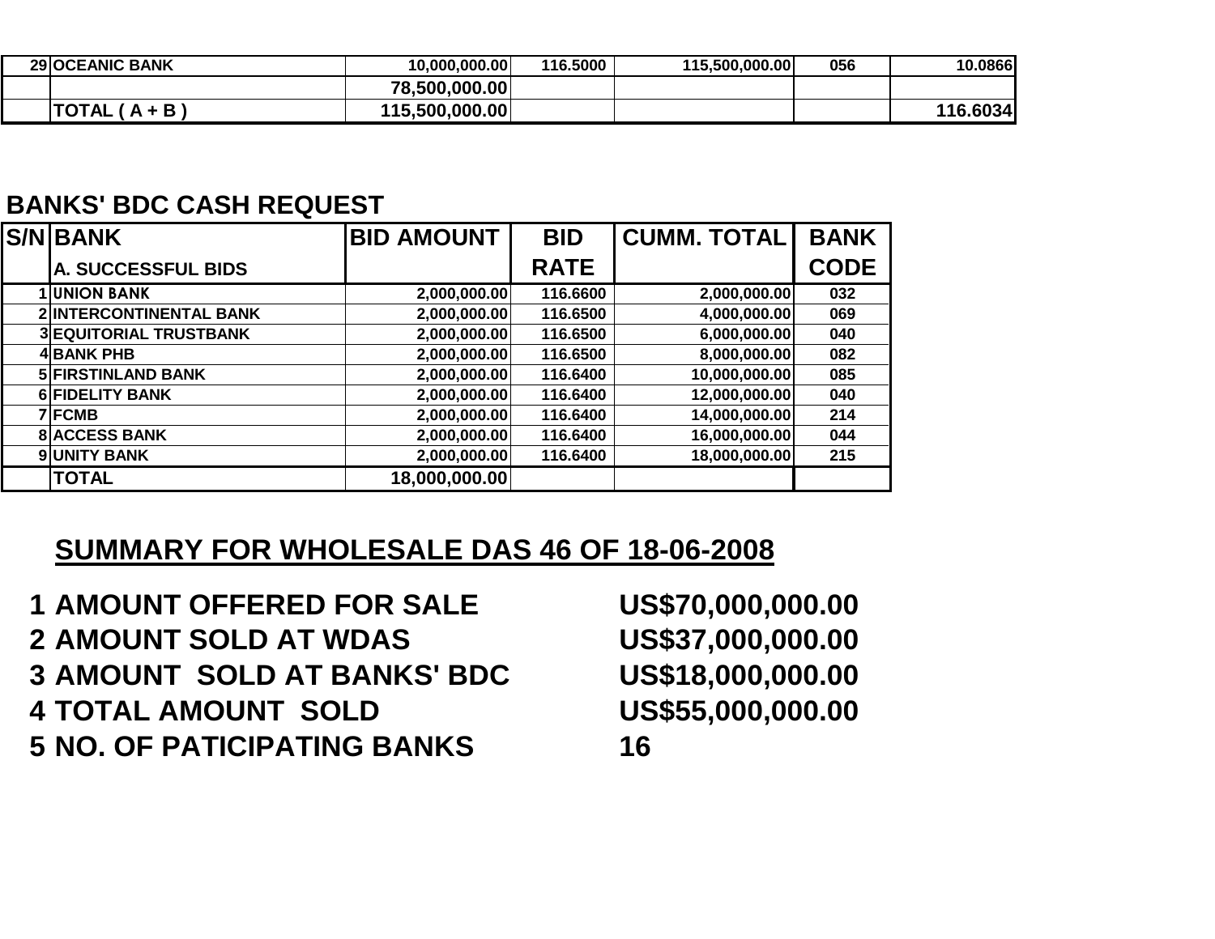| | | | | | | |
|---|---|---|---|---|---|---|
| 29 | OCEANIC BANK | 10,000,000.00 | 116.5000 | 115,500,000.00 | 056 | 10.0866 |
| | | 78,500,000.00 | | | | |
| | TOTAL ( A + B ) | 115,500,000.00 | | | | 116.6034 |

## BANKS' BDC CASH REQUEST

| S/N | BANK<br>A. SUCCESSFUL BIDS | BID AMOUNT | BID RATE | CUMM. TOTAL | BANK CODE |
|---|---|---|---|---|---|
| 1 | UNION BANK | 2,000,000.00 | 116.6600 | 2,000,000.00 | 032 |
| 2 | INTERCONTINENTAL BANK | 2,000,000.00 | 116.6500 | 4,000,000.00 | 069 |
| 3 | EQUITORIAL TRUSTBANK | 2,000,000.00 | 116.6500 | 6,000,000.00 | 040 |
| 4 | BANK PHB | 2,000,000.00 | 116.6500 | 8,000,000.00 | 082 |
| 5 | FIRSTINLAND BANK | 2,000,000.00 | 116.6400 | 10,000,000.00 | 085 |
| 6 | FIDELITY BANK | 2,000,000.00 | 116.6400 | 12,000,000.00 | 040 |
| 7 | FCMB | 2,000,000.00 | 116.6400 | 14,000,000.00 | 214 |
| 8 | ACCESS BANK | 2,000,000.00 | 116.6400 | 16,000,000.00 | 044 |
| 9 | UNITY BANK | 2,000,000.00 | 116.6400 | 18,000,000.00 | 215 |
| | TOTAL | 18,000,000.00 | | | |

## SUMMARY FOR WHOLESALE DAS 46 OF 18-06-2008

| | | |
|---|---|---|
| 1 | AMOUNT OFFERED FOR SALE | US$70,000,000.00 |
| 2 | AMOUNT SOLD AT WDAS | US$37,000,000.00 |
| 3 | AMOUNT SOLD AT BANKS' BDC | US$18,000,000.00 |
| 4 | TOTAL AMOUNT SOLD | US$55,000,000.00 |
| 5 | NO. OF PATICIPATING BANKS | 16 |